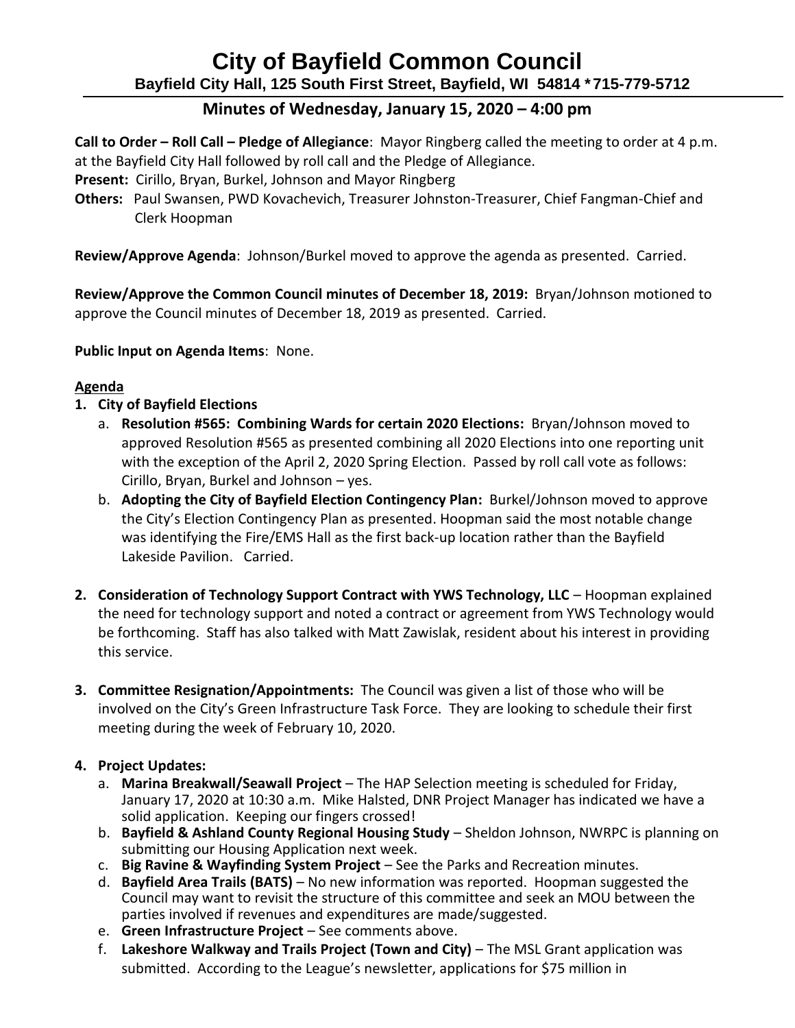# City of Bayfield Common Council

**Bayfield City Hall, 125 South First Street, Bayfield, WI 54814 * 715-779-5712**

## Minutes of Wednesday, January 15, 2020 – 4:00 pm

**Call to Order – Roll Call – Pledge of Allegiance**: Mayor Ringberg called the meeting to order at 4 p.m. at the Bayfield City Hall followed by roll call and the Pledge of Allegiance.

**Present:** Cirillo, Bryan, Burkel, Johnson and Mayor Ringberg

**Others:** Paul Swansen, PWD Kovachevich, Treasurer Johnston-Treasurer, Chief Fangman-Chief and Clerk Hoopman

**Review/Approve Agenda**: Johnson/Burkel moved to approve the agenda as presented. Carried.

**Review/Approve the Common Council minutes of December 18, 2019:** Bryan/Johnson motioned to approve the Council minutes of December 18, 2019 as presented. Carried.

**Public Input on Agenda Items**: None.

**Agenda**

1. **City of Bayfield Elections**
   a. **Resolution #565: Combining Wards for certain 2020 Elections:** Bryan/Johnson moved to approved Resolution #565 as presented combining all 2020 Elections into one reporting unit with the exception of the April 2, 2020 Spring Election. Passed by roll call vote as follows: Cirillo, Bryan, Burkel and Johnson – yes.
   b. **Adopting the City of Bayfield Election Contingency Plan:** Burkel/Johnson moved to approve the City's Election Contingency Plan as presented. Hoopman said the most notable change was identifying the Fire/EMS Hall as the first back-up location rather than the Bayfield Lakeside Pavilion. Carried.

2. **Consideration of Technology Support Contract with YWS Technology, LLC** – Hoopman explained the need for technology support and noted a contract or agreement from YWS Technology would be forthcoming. Staff has also talked with Matt Zawislak, resident about his interest in providing this service.

3. **Committee Resignation/Appointments:** The Council was given a list of those who will be involved on the City's Green Infrastructure Task Force. They are looking to schedule their first meeting during the week of February 10, 2020.

4. **Project Updates:**
   a. **Marina Breakwall/Seawall Project** – The HAP Selection meeting is scheduled for Friday, January 17, 2020 at 10:30 a.m. Mike Halsted, DNR Project Manager has indicated we have a solid application. Keeping our fingers crossed!
   b. **Bayfield & Ashland County Regional Housing Study** – Sheldon Johnson, NWRPC is planning on submitting our Housing Application next week.
   c. **Big Ravine & Wayfinding System Project** – See the Parks and Recreation minutes.
   d. **Bayfield Area Trails (BATS)** – No new information was reported. Hoopman suggested the Council may want to revisit the structure of this committee and seek an MOU between the parties involved if revenues and expenditures are made/suggested.
   e. **Green Infrastructure Project** – See comments above.
   f. **Lakeshore Walkway and Trails Project (Town and City)** – The MSL Grant application was submitted. According to the League's newsletter, applications for $75 million in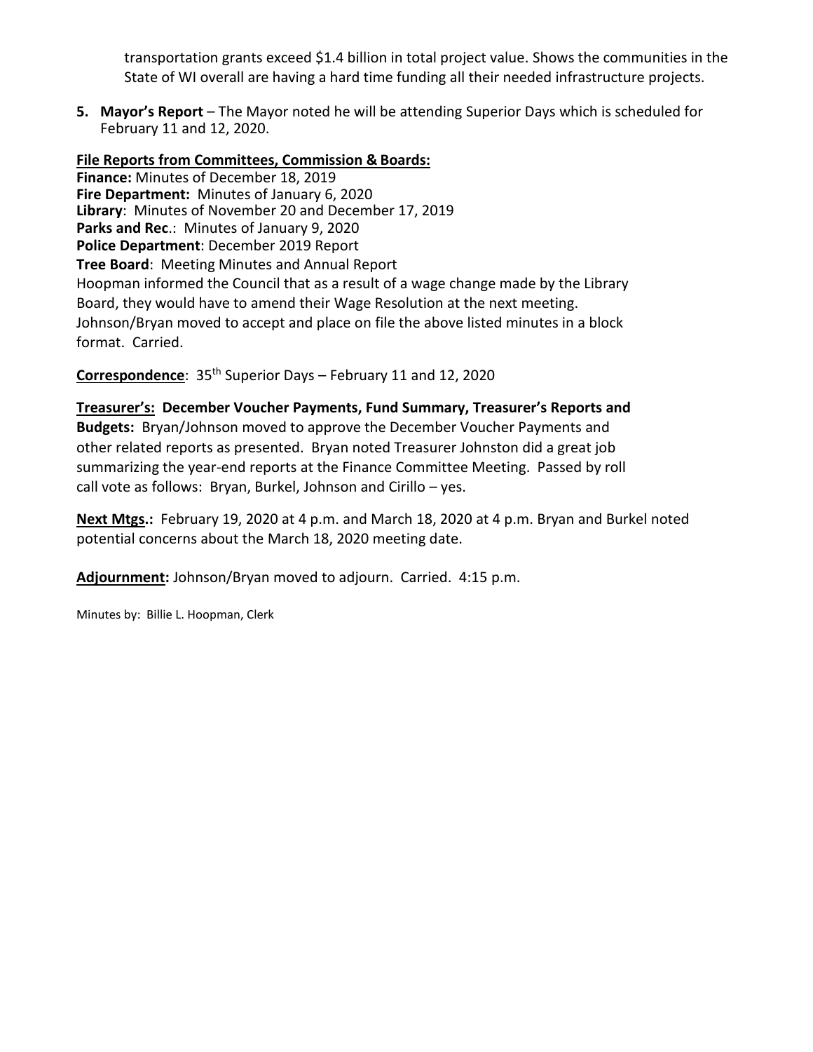transportation grants exceed $1.4 billion in total project value. Shows the communities in the State of WI overall are having a hard time funding all their needed infrastructure projects.

5. **Mayor's Report** – The Mayor noted he will be attending Superior Days which is scheduled for February 11 and 12, 2020.

**File Reports from Committees, Commission & Boards:**
**Finance:** Minutes of December 18, 2019
**Fire Department:** Minutes of January 6, 2020
**Library**: Minutes of November 20 and December 17, 2019
**Parks and Rec**.: Minutes of January 9, 2020
**Police Department**: December 2019 Report
**Tree Board**: Meeting Minutes and Annual Report
Hoopman informed the Council that as a result of a wage change made by the Library Board, they would have to amend their Wage Resolution at the next meeting. Johnson/Bryan moved to accept and place on file the above listed minutes in a block format. Carried.

**Correspondence**: 35th Superior Days – February 11 and 12, 2020

**Treasurer's: December Voucher Payments, Fund Summary, Treasurer's Reports and Budgets:** Bryan/Johnson moved to approve the December Voucher Payments and other related reports as presented. Bryan noted Treasurer Johnston did a great job summarizing the year-end reports at the Finance Committee Meeting. Passed by roll call vote as follows: Bryan, Burkel, Johnson and Cirillo – yes.

**Next Mtgs.:** February 19, 2020 at 4 p.m. and March 18, 2020 at 4 p.m. Bryan and Burkel noted potential concerns about the March 18, 2020 meeting date.

**Adjournment:** Johnson/Bryan moved to adjourn. Carried. 4:15 p.m.

Minutes by: Billie L. Hoopman, Clerk